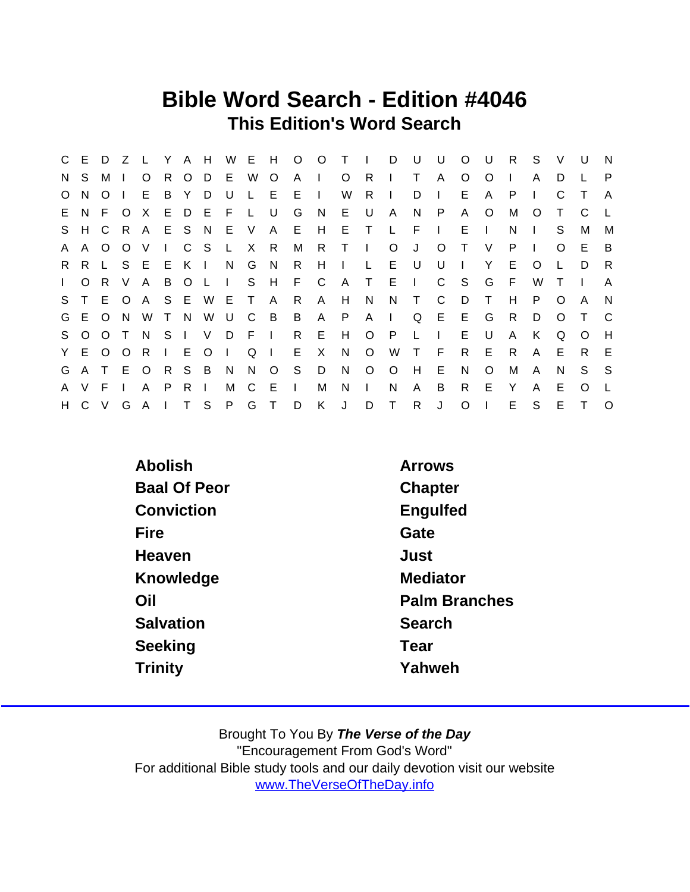# Bible Word Search - Edition #4046

## This Edition's Word Search

```
C E D Z L Y A H W E H O O T I D U U O U R S V U N
N S M I O R O D E W O A I O R I T A O O I A D L P
O N O I E B Y D U L E E I W R I D I E A P I C T A
E N F O X E D E F L U G N E U A N P A O M O T C L
S H C R A E S N E V A E H E T L F I E I N I S M M
A A O O V I C S L X R M R T I O J O T V P I O E B
R R L S E E K I N G N R H I L E U U I Y E O L D R
I O R V A B O L I S H F C A T E I C S G F W T I A
S T E O A S E W E T A R A H N N T C D T H P O A N
G E O N W T N W U C B B A P A I Q E E G R D O T C
S O O T N S I V D F I R E H O P L I E U A K Q O H
Y E O O R I E O I Q I E X N O W T F R E R A E R E
G A T E O R S B N N O S D N O O H E N O M A N S S
A V F I A P R I M C E I M N I N A B R E Y A E O L
H C V G A I T S P G T D K J D T R J O I E S E T O
```

| | |
|---|---|
| Abolish | Arrows |
| Baal Of Peor | Chapter |
| Conviction | Engulfed |
| Fire | Gate |
| Heaven | Just |
| Knowledge | Mediator |
| Oil | Palm Branches |
| Salvation | Search |
| Seeking | Tear |
| Trinity | Yahweh |

Brought To You By ***The Verse of the Day***
"Encouragement From God's Word"
For additional Bible study tools and our daily devotion visit our website
www.TheVerseOfTheDay.info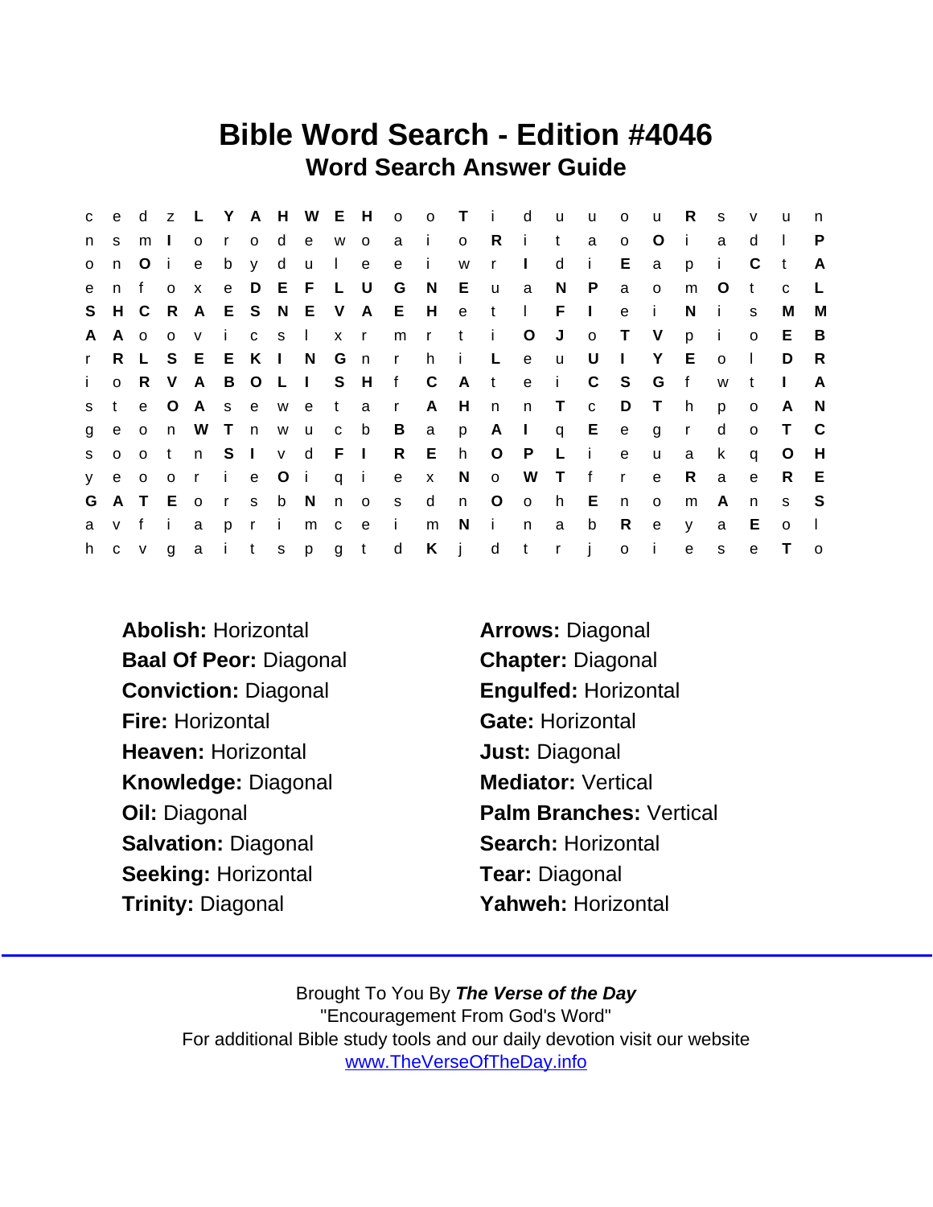# Bible Word Search - Edition #4046

## Word Search Answer Guide

```
c e d z L Y A H W E H o o T i d u u o u R s v u n
n s m I o r o d e w o a i o R i t a o O i a d l P
o n O i e b y d u l e e i w r I d i E a p i C t A
e n f o x e D E F L U G N E u a N P a o m O t c L
S H C R A E S N E V A E H e t l F I e i N i s M M
A A o o v i c s l x r m r t i O J o T V p i o E B
r R L S E E K I N G n r h i L e u U I Y E o l D R
i o R V A B O L I S H f C A t e i C S G f w t I A
s t e O A s e w e t a r A H n n T c D T h p o A N
g e o n W T n w u c b B a p A I q E e g r d o T C
s o o t n S I v d F I R E h O P L i e u a k q O H
y e o o r i e O i q i e x N o W T f r e R a e R E
G A T E o r s b N n o s d n O o h E n o m A n s S
a v f i a p r i m c e i m N i n a b R e y a E o l
h c v g a i t s p g t d K j d t r j o i e s e T o
```

**Abolish:** Horizontal

**Arrows:** Diagonal

**Baal Of Peor:** Diagonal

**Chapter:** Diagonal

**Conviction:** Diagonal

**Engulfed:** Horizontal

**Fire:** Horizontal

**Gate:** Horizontal

**Heaven:** Horizontal

**Just:** Diagonal

**Knowledge:** Diagonal

**Mediator:** Vertical

**Oil:** Diagonal

**Palm Branches:** Vertical

**Salvation:** Diagonal

**Search:** Horizontal

**Seeking:** Horizontal

**Tear:** Diagonal

**Trinity:** Diagonal

**Yahweh:** Horizontal

Brought To You By ***The Verse of the Day***
"Encouragement From God's Word"
For additional Bible study tools and our daily devotion visit our website
www.TheVerseOfTheDay.info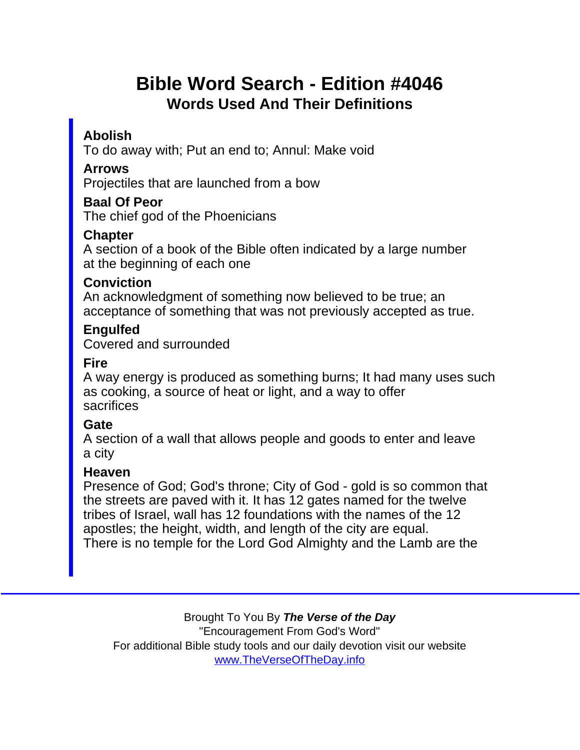# Bible Word Search - Edition #4046

## Words Used And Their Definitions

**Abolish**
To do away with; Put an end to; Annul: Make void

**Arrows**
Projectiles that are launched from a bow

**Baal Of Peor**
The chief god of the Phoenicians

**Chapter**
A section of a book of the Bible often indicated by a large number at the beginning of each one

**Conviction**
An acknowledgment of something now believed to be true; an acceptance of something that was not previously accepted as true.

**Engulfed**
Covered and surrounded

**Fire**
A way energy is produced as something burns; It had many uses such as cooking, a source of heat or light, and a way to offer sacrifices

**Gate**
A section of a wall that allows people and goods to enter and leave a city

**Heaven**
Presence of God; God's throne; City of God - gold is so common that the streets are paved with it. It has 12 gates named for the twelve tribes of Israel, wall has 12 foundations with the names of the 12 apostles; the height, width, and length of the city are equal. There is no temple for the Lord God Almighty and the Lamb are the

Brought To You By ***The Verse of the Day***
"Encouragement From God's Word"
For additional Bible study tools and our daily devotion visit our website
www.TheVerseOfTheDay.info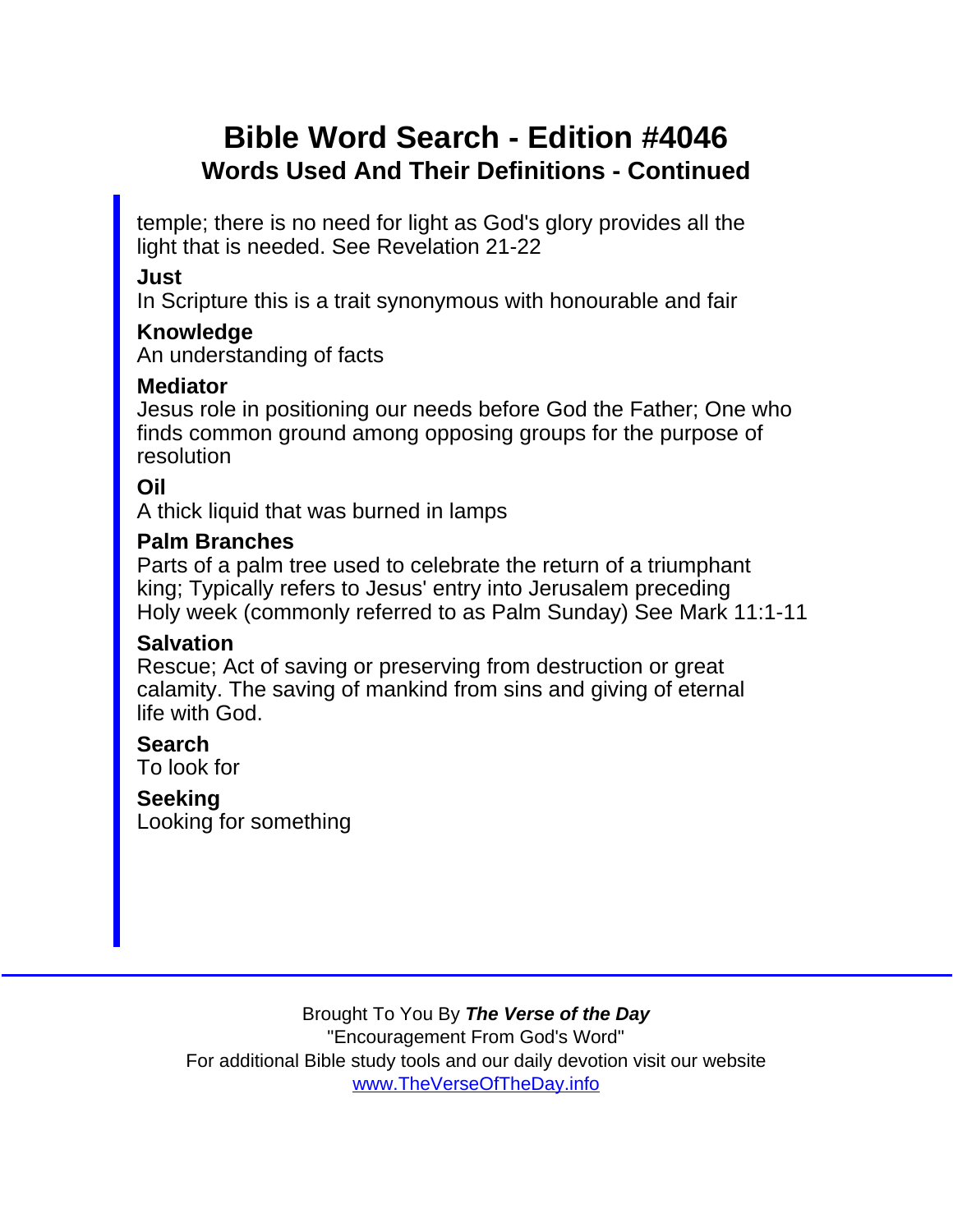# Bible Word Search - Edition #4046

## Words Used And Their Definitions - Continued

temple; there is no need for light as God's glory provides all the light that is needed. See Revelation 21-22

**Just**
In Scripture this is a trait synonymous with honourable and fair

**Knowledge**
An understanding of facts

**Mediator**
Jesus role in positioning our needs before God the Father; One who finds common ground among opposing groups for the purpose of resolution

**Oil**
A thick liquid that was burned in lamps

**Palm Branches**
Parts of a palm tree used to celebrate the return of a triumphant king; Typically refers to Jesus' entry into Jerusalem preceding Holy week (commonly referred to as Palm Sunday) See Mark 11:1-11

**Salvation**
Rescue; Act of saving or preserving from destruction or great calamity. The saving of mankind from sins and giving of eternal life with God.

**Search**
To look for

**Seeking**
Looking for something

Brought To You By ***The Verse of the Day***
"Encouragement From God's Word"
For additional Bible study tools and our daily devotion visit our website
www.TheVerseOfTheDay.info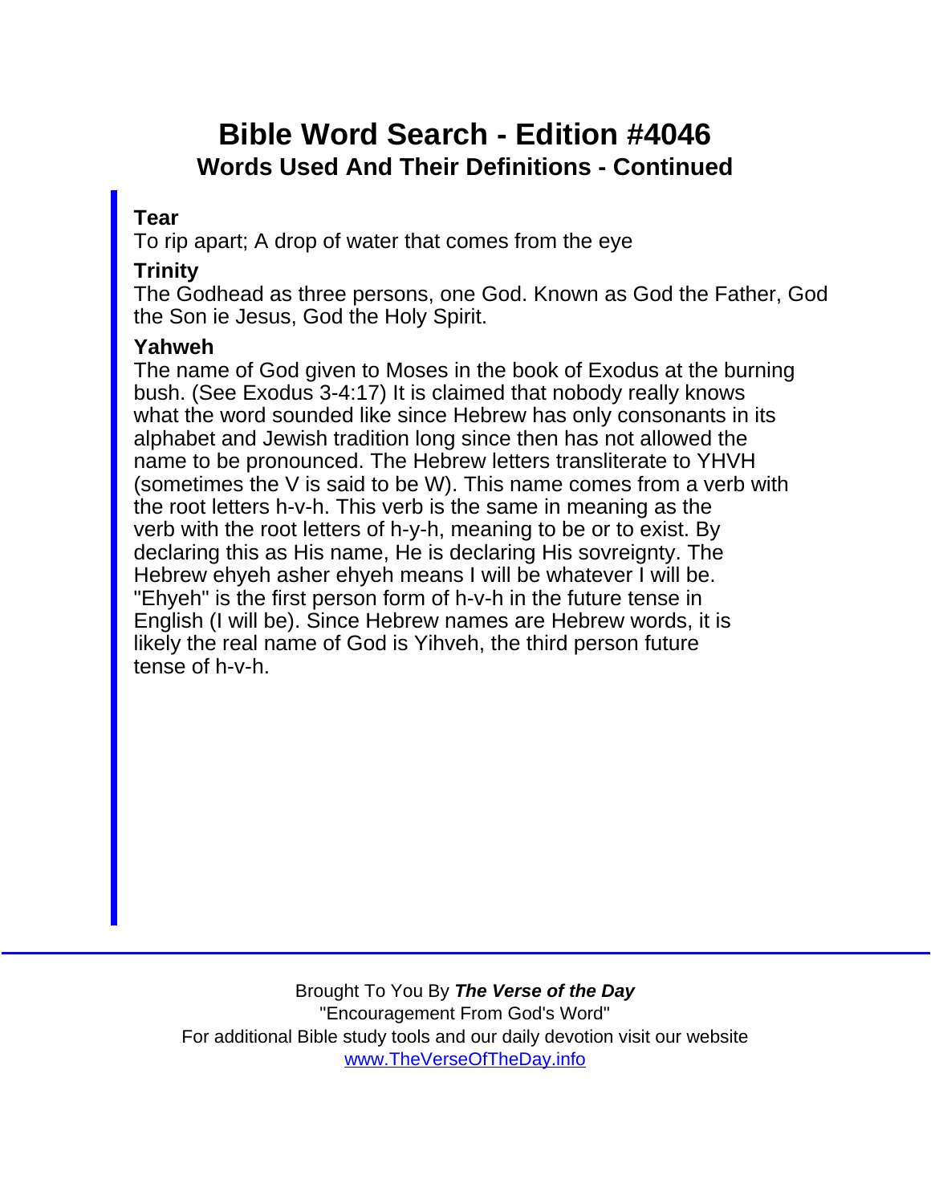# Bible Word Search - Edition #4046

## Words Used And Their Definitions - Continued

**Tear**
To rip apart; A drop of water that comes from the eye

**Trinity**
The Godhead as three persons, one God. Known as God the Father, God the Son ie Jesus, God the Holy Spirit.

**Yahweh**
The name of God given to Moses in the book of Exodus at the burning bush. (See Exodus 3-4:17) It is claimed that nobody really knows what the word sounded like since Hebrew has only consonants in its alphabet and Jewish tradition long since then has not allowed the name to be pronounced. The Hebrew letters transliterate to YHVH (sometimes the V is said to be W). This name comes from a verb with the root letters h-v-h. This verb is the same in meaning as the verb with the root letters of h-y-h, meaning to be or to exist. By declaring this as His name, He is declaring His sovreignty. The Hebrew ehyeh asher ehyeh means I will be whatever I will be. "Ehyeh" is the first person form of h-v-h in the future tense in English (I will be). Since Hebrew names are Hebrew words, it is likely the real name of God is Yihveh, the third person future tense of h-v-h.

---

Brought To You By ***The Verse of the Day***
"Encouragement From God's Word"
For additional Bible study tools and our daily devotion visit our website
[www.TheVerseOfTheDay.info](http://www.TheVerseOfTheDay.info)